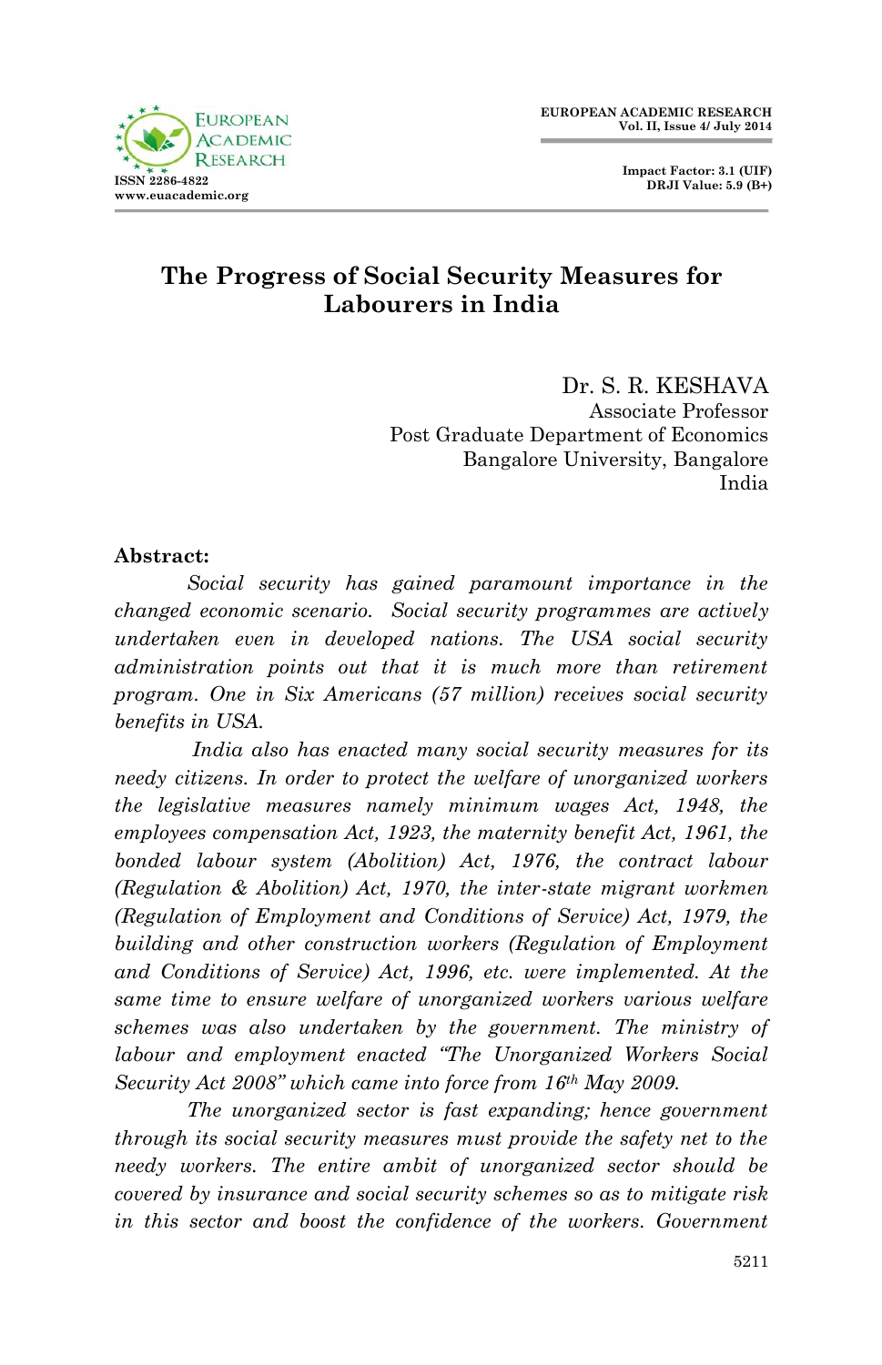# The Progress of Social Security Measures for Labourers in India

Dr. S. R. KESHAVA
Associate Professor
Post Graduate Department of Economics
Bangalore University, Bangalore
India

**Abstract:**

*Social security has gained paramount importance in the changed economic scenario. Social security programmes are actively undertaken even in developed nations. The USA social security administration points out that it is much more than retirement program. One in Six Americans (57 million) receives social security benefits in USA.*

*India also has enacted many social security measures for its needy citizens. In order to protect the welfare of unorganized workers the legislative measures namely minimum wages Act, 1948, the employees compensation Act, 1923, the maternity benefit Act, 1961, the bonded labour system (Abolition) Act, 1976, the contract labour (Regulation & Abolition) Act, 1970, the inter-state migrant workmen (Regulation of Employment and Conditions of Service) Act, 1979, the building and other construction workers (Regulation of Employment and Conditions of Service) Act, 1996, etc. were implemented. At the same time to ensure welfare of unorganized workers various welfare schemes was also undertaken by the government. The ministry of labour and employment enacted "The Unorganized Workers Social Security Act 2008" which came into force from 16th May 2009.*

*The unorganized sector is fast expanding; hence government through its social security measures must provide the safety net to the needy workers. The entire ambit of unorganized sector should be covered by insurance and social security schemes so as to mitigate risk in this sector and boost the confidence of the workers. Government*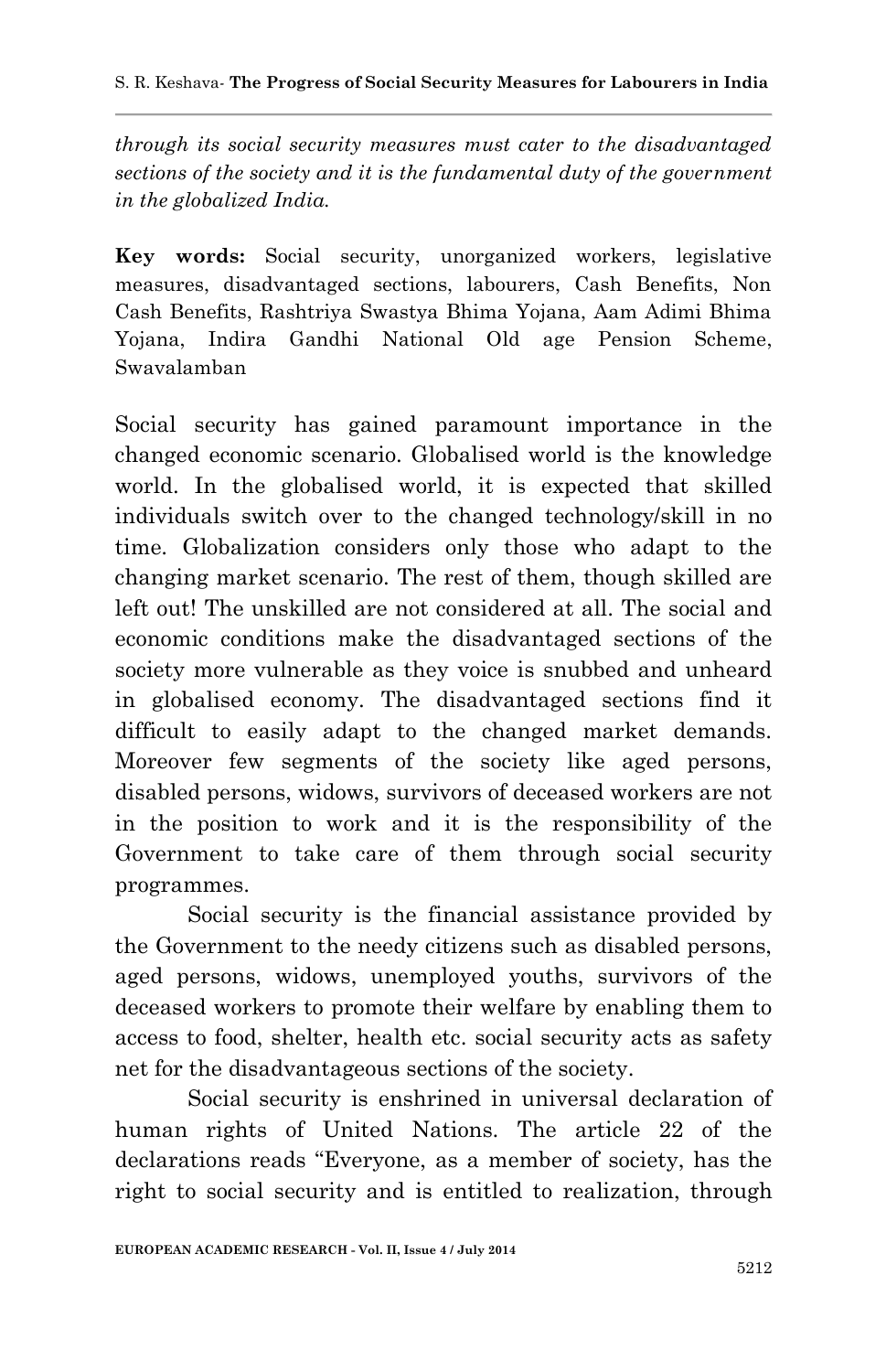*through its social security measures must cater to the disadvantaged sections of the society and it is the fundamental duty of the government in the globalized India.*

**Key words:** Social security, unorganized workers, legislative measures, disadvantaged sections, labourers, Cash Benefits, Non Cash Benefits, Rashtriya Swastya Bhima Yojana, Aam Adimi Bhima Yojana, Indira Gandhi National Old age Pension Scheme, Swavalamban

Social security has gained paramount importance in the changed economic scenario. Globalised world is the knowledge world. In the globalised world, it is expected that skilled individuals switch over to the changed technology/skill in no time. Globalization considers only those who adapt to the changing market scenario. The rest of them, though skilled are left out! The unskilled are not considered at all. The social and economic conditions make the disadvantaged sections of the society more vulnerable as they voice is snubbed and unheard in globalised economy. The disadvantaged sections find it difficult to easily adapt to the changed market demands. Moreover few segments of the society like aged persons, disabled persons, widows, survivors of deceased workers are not in the position to work and it is the responsibility of the Government to take care of them through social security programmes.

Social security is the financial assistance provided by the Government to the needy citizens such as disabled persons, aged persons, widows, unemployed youths, survivors of the deceased workers to promote their welfare by enabling them to access to food, shelter, health etc. social security acts as safety net for the disadvantageous sections of the society.

Social security is enshrined in universal declaration of human rights of United Nations. The article 22 of the declarations reads "Everyone, as a member of society, has the right to social security and is entitled to realization, through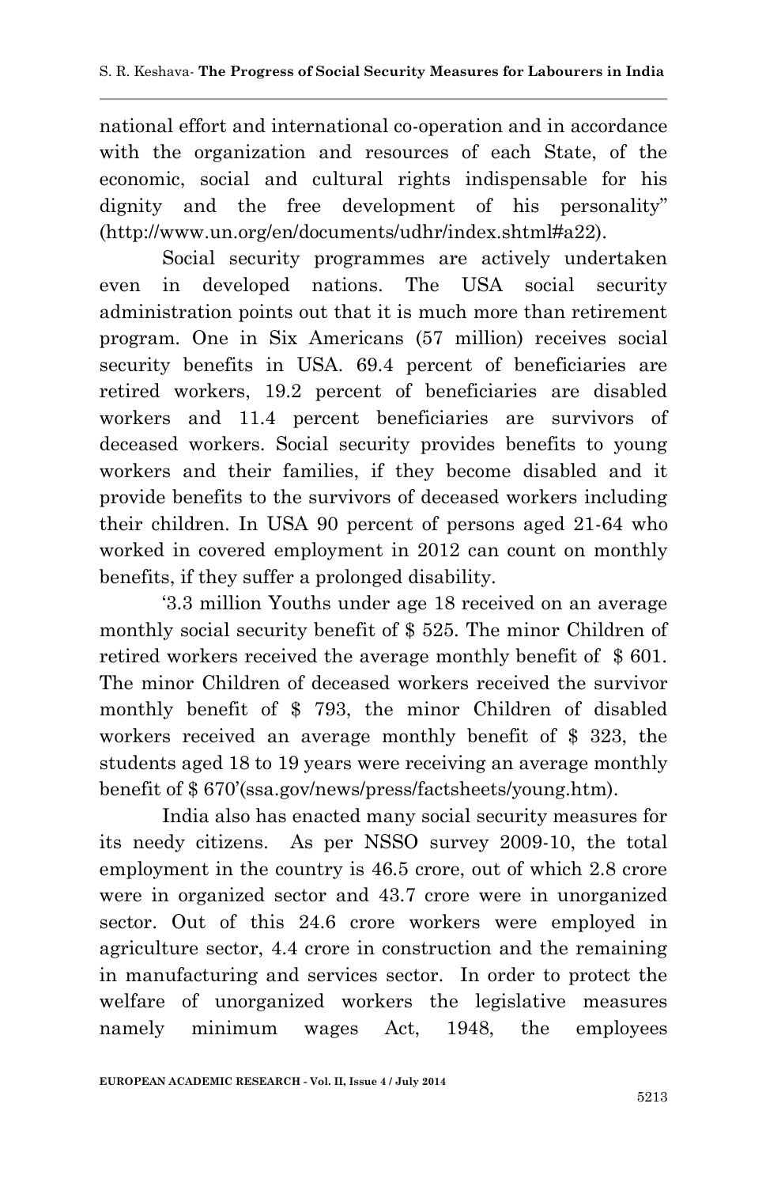national effort and international co-operation and in accordance with the organization and resources of each State, of the economic, social and cultural rights indispensable for his dignity and the free development of his personality" (http://www.un.org/en/documents/udhr/index.shtml#a22).

Social security programmes are actively undertaken even in developed nations. The USA social security administration points out that it is much more than retirement program. One in Six Americans (57 million) receives social security benefits in USA. 69.4 percent of beneficiaries are retired workers, 19.2 percent of beneficiaries are disabled workers and 11.4 percent beneficiaries are survivors of deceased workers. Social security provides benefits to young workers and their families, if they become disabled and it provide benefits to the survivors of deceased workers including their children. In USA 90 percent of persons aged 21-64 who worked in covered employment in 2012 can count on monthly benefits, if they suffer a prolonged disability.

'3.3 million Youths under age 18 received on an average monthly social security benefit of $ 525. The minor Children of retired workers received the average monthly benefit of $ 601. The minor Children of deceased workers received the survivor monthly benefit of $ 793, the minor Children of disabled workers received an average monthly benefit of $ 323, the students aged 18 to 19 years were receiving an average monthly benefit of $ 670'(ssa.gov/news/press/factsheets/young.htm).

India also has enacted many social security measures for its needy citizens. As per NSSO survey 2009-10, the total employment in the country is 46.5 crore, out of which 2.8 crore were in organized sector and 43.7 crore were in unorganized sector. Out of this 24.6 crore workers were employed in agriculture sector, 4.4 crore in construction and the remaining in manufacturing and services sector. In order to protect the welfare of unorganized workers the legislative measures namely minimum wages Act, 1948, the employees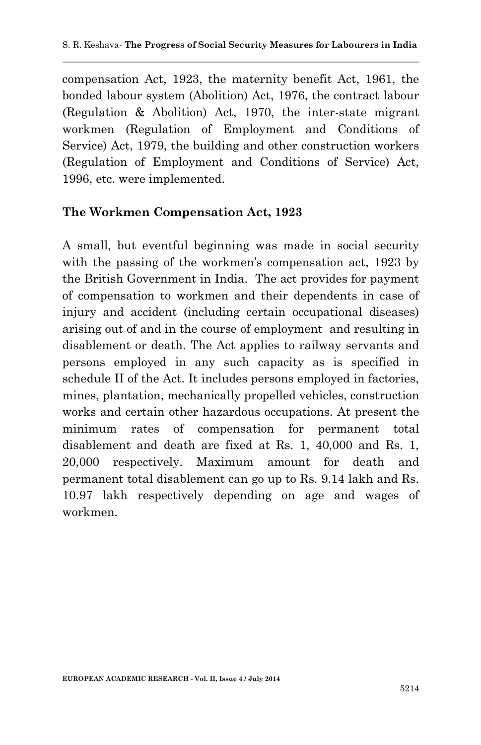compensation Act, 1923, the maternity benefit Act, 1961, the bonded labour system (Abolition) Act, 1976, the contract labour (Regulation & Abolition) Act, 1970, the inter-state migrant workmen (Regulation of Employment and Conditions of Service) Act, 1979, the building and other construction workers (Regulation of Employment and Conditions of Service) Act, 1996, etc. were implemented.

## The Workmen Compensation Act, 1923

A small, but eventful beginning was made in social security with the passing of the workmen's compensation act, 1923 by the British Government in India. The act provides for payment of compensation to workmen and their dependents in case of injury and accident (including certain occupational diseases) arising out of and in the course of employment and resulting in disablement or death. The Act applies to railway servants and persons employed in any such capacity as is specified in schedule II of the Act. It includes persons employed in factories, mines, plantation, mechanically propelled vehicles, construction works and certain other hazardous occupations. At present the minimum rates of compensation for permanent total disablement and death are fixed at Rs. 1, 40,000 and Rs. 1, 20,000 respectively. Maximum amount for death and permanent total disablement can go up to Rs. 9.14 lakh and Rs. 10.97 lakh respectively depending on age and wages of workmen.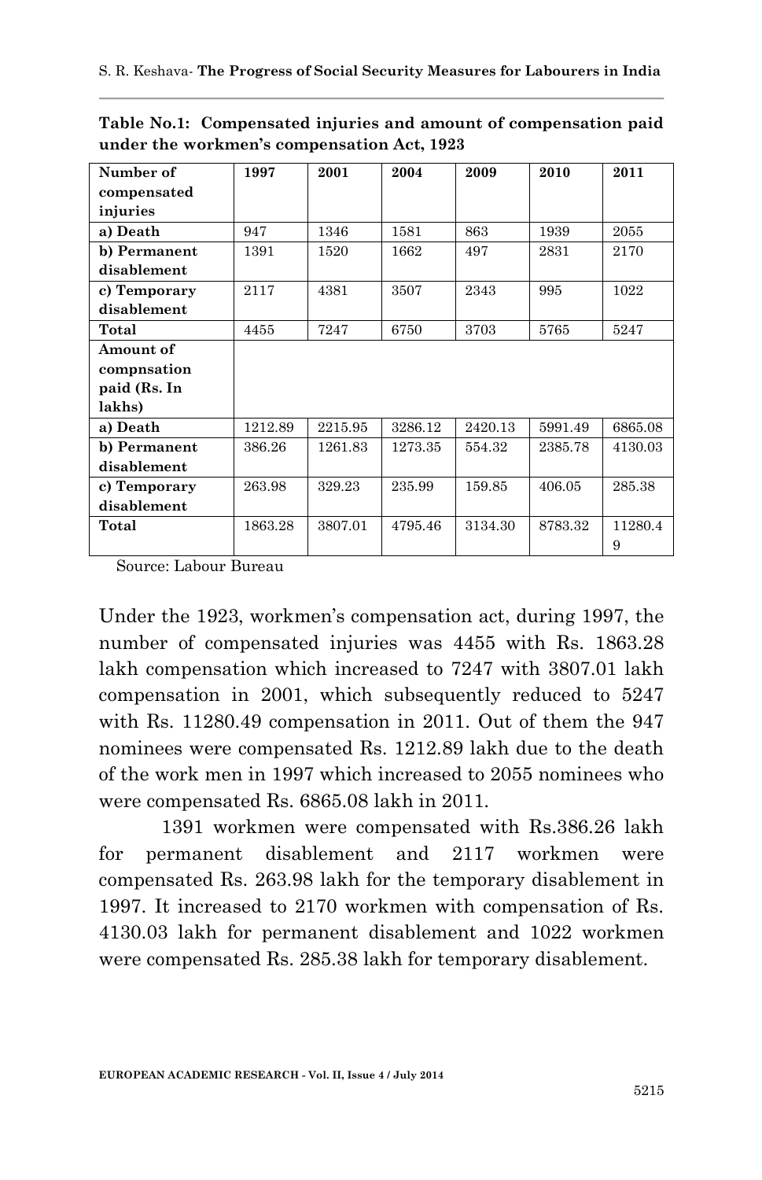**Table No.1: Compensated injuries and amount of compensation paid under the workmen's compensation Act, 1923**

| Number of compensated injuries | 1997 | 2001 | 2004 | 2009 | 2010 | 2011 |
|---|---|---|---|---|---|---|
| a) Death | 947 | 1346 | 1581 | 863 | 1939 | 2055 |
| b) Permanent disablement | 1391 | 1520 | 1662 | 497 | 2831 | 2170 |
| c) Temporary disablement | 2117 | 4381 | 3507 | 2343 | 995 | 1022 |
| Total | 4455 | 7247 | 6750 | 3703 | 5765 | 5247 |
| Amount of compnsation paid (Rs. In lakhs) | | | | | | |
| a) Death | 1212.89 | 2215.95 | 3286.12 | 2420.13 | 5991.49 | 6865.08 |
| b) Permanent disablement | 386.26 | 1261.83 | 1273.35 | 554.32 | 2385.78 | 4130.03 |
| c) Temporary disablement | 263.98 | 329.23 | 235.99 | 159.85 | 406.05 | 285.38 |
| Total | 1863.28 | 3807.01 | 4795.46 | 3134.30 | 8783.32 | 11280.49 |

Source: Labour Bureau

Under the 1923, workmen's compensation act, during 1997, the number of compensated injuries was 4455 with Rs. 1863.28 lakh compensation which increased to 7247 with 3807.01 lakh compensation in 2001, which subsequently reduced to 5247 with Rs. 11280.49 compensation in 2011. Out of them the 947 nominees were compensated Rs. 1212.89 lakh due to the death of the work men in 1997 which increased to 2055 nominees who were compensated Rs. 6865.08 lakh in 2011.

1391 workmen were compensated with Rs.386.26 lakh for permanent disablement and 2117 workmen were compensated Rs. 263.98 lakh for the temporary disablement in 1997. It increased to 2170 workmen with compensation of Rs. 4130.03 lakh for permanent disablement and 1022 workmen were compensated Rs. 285.38 lakh for temporary disablement.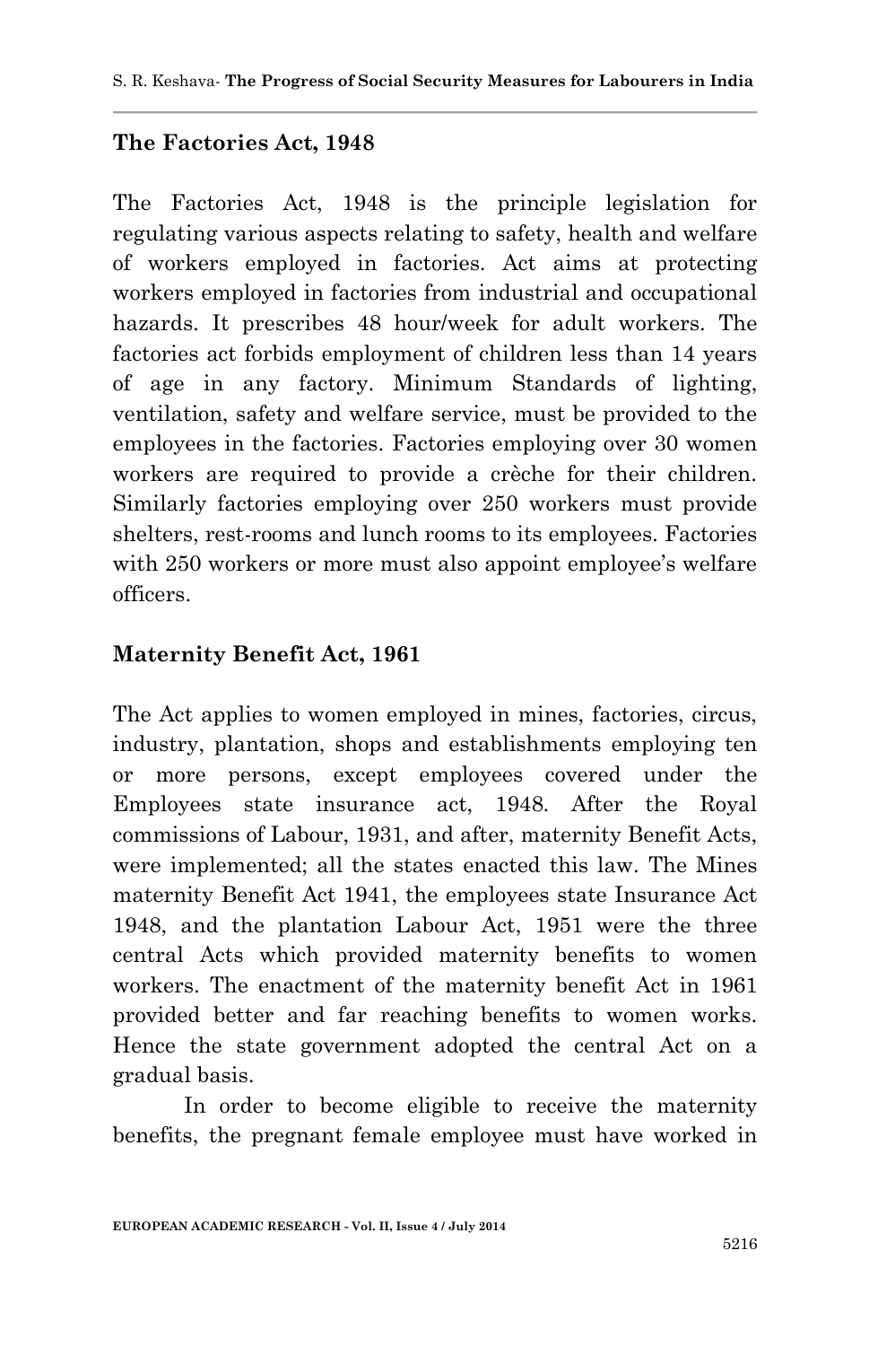## The Factories Act, 1948

The Factories Act, 1948 is the principle legislation for regulating various aspects relating to safety, health and welfare of workers employed in factories. Act aims at protecting workers employed in factories from industrial and occupational hazards. It prescribes 48 hour/week for adult workers. The factories act forbids employment of children less than 14 years of age in any factory. Minimum Standards of lighting, ventilation, safety and welfare service, must be provided to the employees in the factories. Factories employing over 30 women workers are required to provide a crèche for their children. Similarly factories employing over 250 workers must provide shelters, rest-rooms and lunch rooms to its employees. Factories with 250 workers or more must also appoint employee's welfare officers.

## Maternity Benefit Act, 1961

The Act applies to women employed in mines, factories, circus, industry, plantation, shops and establishments employing ten or more persons, except employees covered under the Employees state insurance act, 1948. After the Royal commissions of Labour, 1931, and after, maternity Benefit Acts, were implemented; all the states enacted this law. The Mines maternity Benefit Act 1941, the employees state Insurance Act 1948, and the plantation Labour Act, 1951 were the three central Acts which provided maternity benefits to women workers. The enactment of the maternity benefit Act in 1961 provided better and far reaching benefits to women works. Hence the state government adopted the central Act on a gradual basis.

In order to become eligible to receive the maternity benefits, the pregnant female employee must have worked in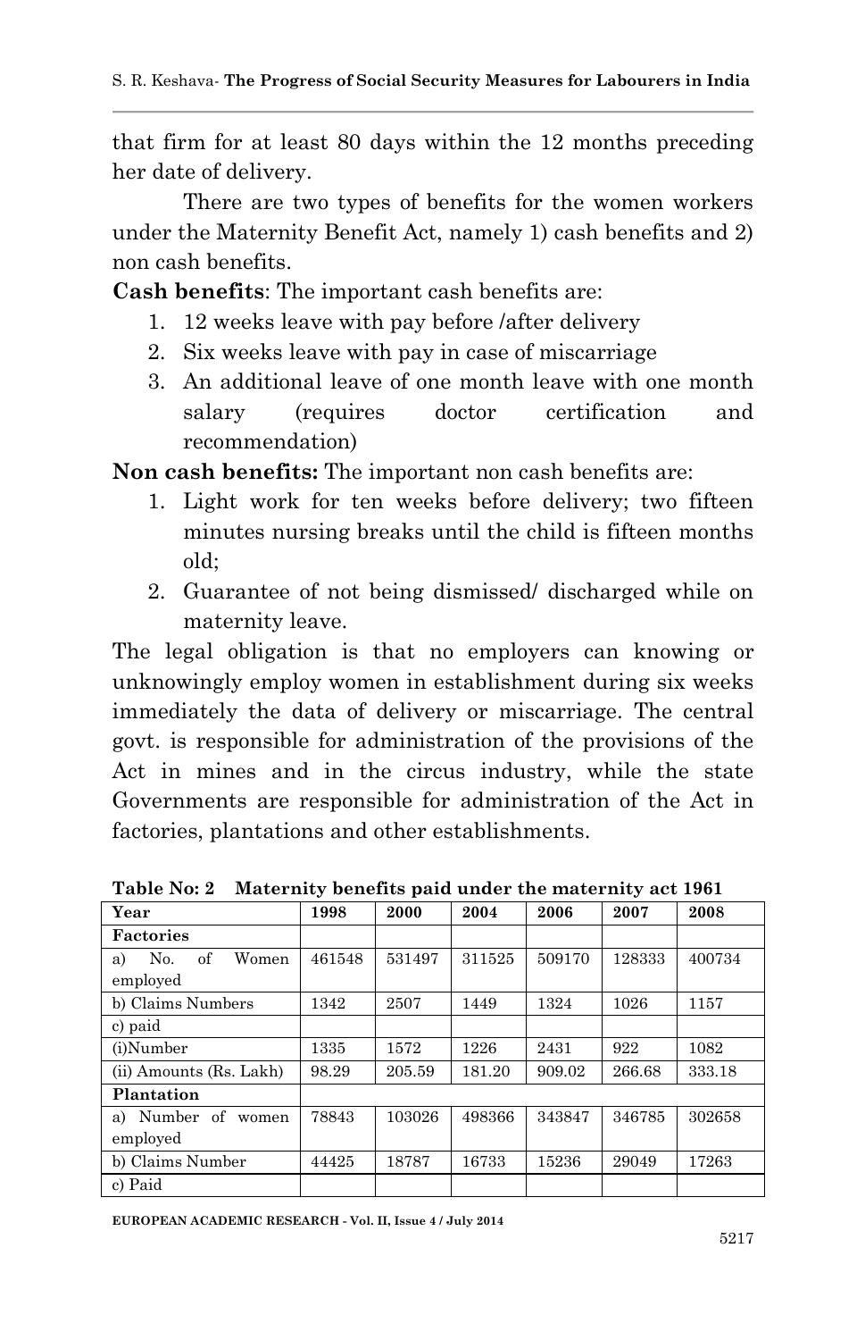that firm for at least 80 days within the 12 months preceding her date of delivery.

There are two types of benefits for the women workers under the Maternity Benefit Act, namely 1) cash benefits and 2) non cash benefits.

**Cash benefits**: The important cash benefits are:

1. 12 weeks leave with pay before /after delivery
2. Six weeks leave with pay in case of miscarriage
3. An additional leave of one month leave with one month salary (requires doctor certification and recommendation)

**Non cash benefits:** The important non cash benefits are:

1. Light work for ten weeks before delivery; two fifteen minutes nursing breaks until the child is fifteen months old;
2. Guarantee of not being dismissed/ discharged while on maternity leave.

The legal obligation is that no employers can knowing or unknowingly employ women in establishment during six weeks immediately the data of delivery or miscarriage. The central govt. is responsible for administration of the provisions of the Act in mines and in the circus industry, while the state Governments are responsible for administration of the Act in factories, plantations and other establishments.

**Table No: 2 Maternity benefits paid under the maternity act 1961**

| Year | 1998 | 2000 | 2004 | 2006 | 2007 | 2008 |
|---|---|---|---|---|---|---|
| **Factories** | | | | | | |
| a) No. of Women employed | 461548 | 531497 | 311525 | 509170 | 128333 | 400734 |
| b) Claims Numbers | 1342 | 2507 | 1449 | 1324 | 1026 | 1157 |
| c) paid | | | | | | |
| (i)Number | 1335 | 1572 | 1226 | 2431 | 922 | 1082 |
| (ii) Amounts (Rs. Lakh) | 98.29 | 205.59 | 181.20 | 909.02 | 266.68 | 333.18 |
| **Plantation** | | | | | | |
| a) Number of women employed | 78843 | 103026 | 498366 | 343847 | 346785 | 302658 |
| b) Claims Number | 44425 | 18787 | 16733 | 15236 | 29049 | 17263 |
| c) Paid | | | | | | |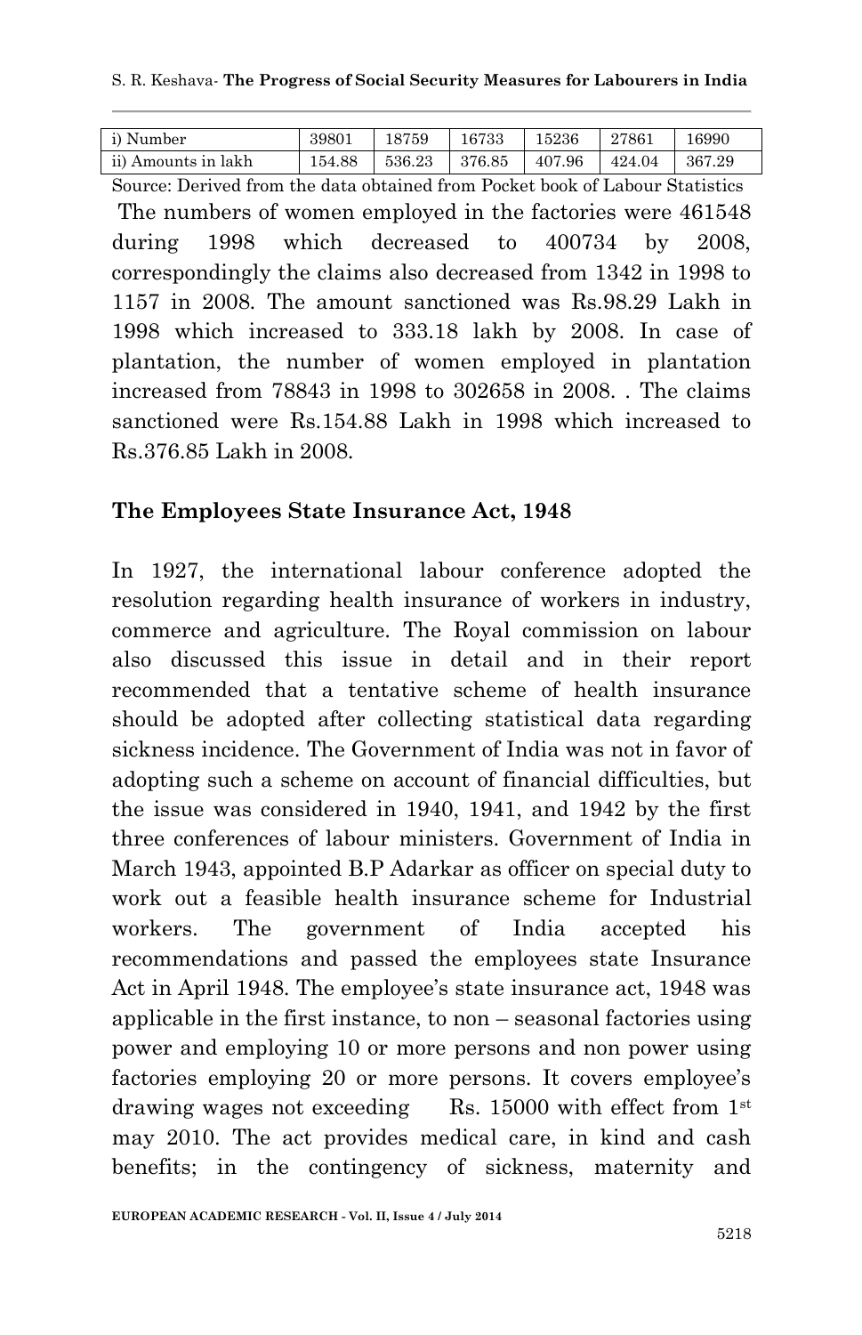| i) Number | 39801 | 18759 | 16733 | 15236 | 27861 | 16990 |
|---|---|---|---|---|---|---|
| ii) Amounts in lakh | 154.88 | 536.23 | 376.85 | 407.96 | 424.04 | 367.29 |

Source: Derived from the data obtained from Pocket book of Labour Statistics

The numbers of women employed in the factories were 461548 during 1998 which decreased to 400734 by 2008, correspondingly the claims also decreased from 1342 in 1998 to 1157 in 2008. The amount sanctioned was Rs.98.29 Lakh in 1998 which increased to 333.18 lakh by 2008. In case of plantation, the number of women employed in plantation increased from 78843 in 1998 to 302658 in 2008. . The claims sanctioned were Rs.154.88 Lakh in 1998 which increased to Rs.376.85 Lakh in 2008.

## The Employees State Insurance Act, 1948

In 1927, the international labour conference adopted the resolution regarding health insurance of workers in industry, commerce and agriculture. The Royal commission on labour also discussed this issue in detail and in their report recommended that a tentative scheme of health insurance should be adopted after collecting statistical data regarding sickness incidence. The Government of India was not in favor of adopting such a scheme on account of financial difficulties, but the issue was considered in 1940, 1941, and 1942 by the first three conferences of labour ministers. Government of India in March 1943, appointed B.P Adarkar as officer on special duty to work out a feasible health insurance scheme for Industrial workers. The government of India accepted his recommendations and passed the employees state Insurance Act in April 1948. The employee's state insurance act, 1948 was applicable in the first instance, to non – seasonal factories using power and employing 10 or more persons and non power using factories employing 20 or more persons. It covers employee's drawing wages not exceeding Rs. 15000 with effect from 1st may 2010. The act provides medical care, in kind and cash benefits; in the contingency of sickness, maternity and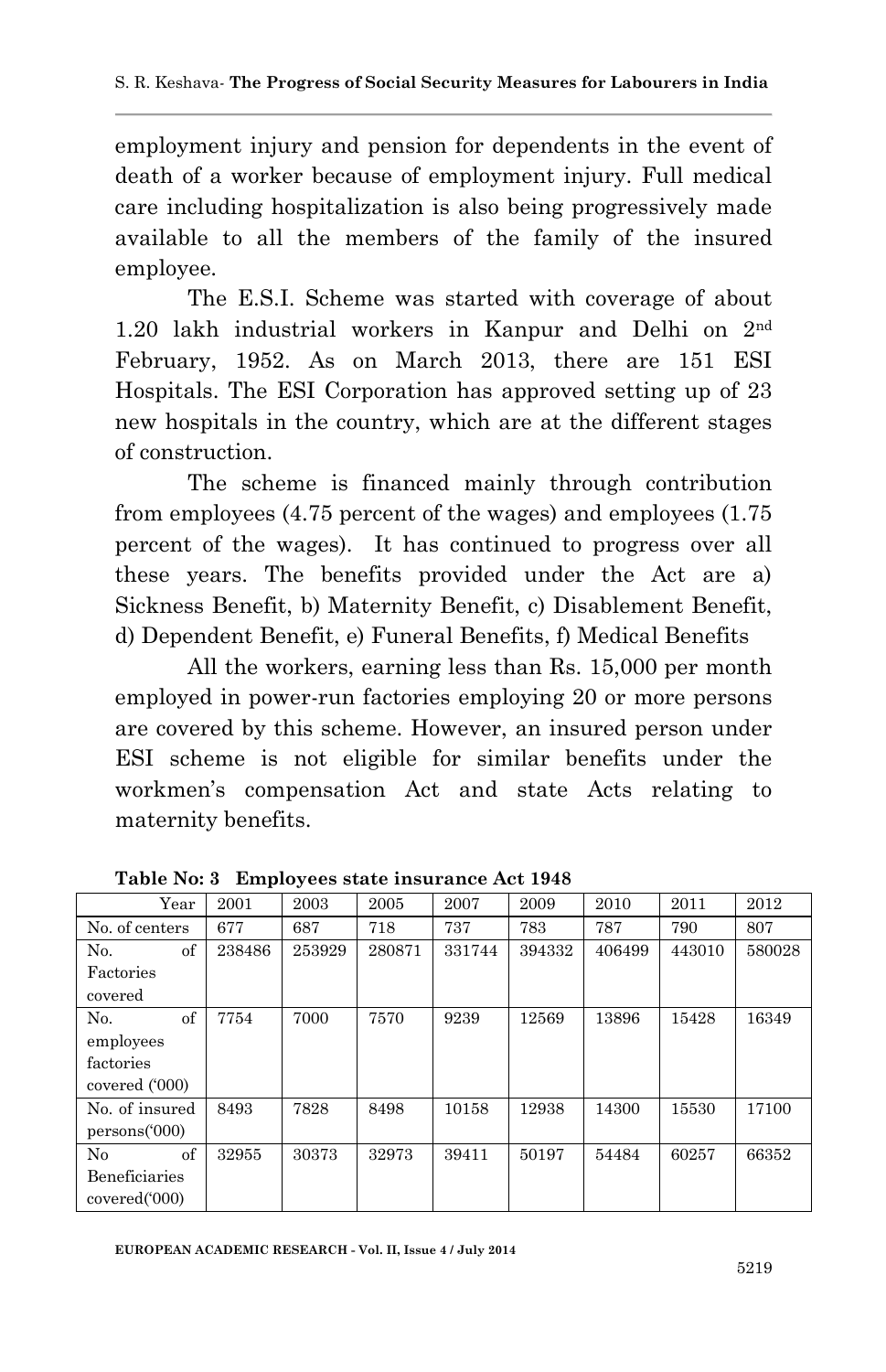employment injury and pension for dependents in the event of death of a worker because of employment injury. Full medical care including hospitalization is also being progressively made available to all the members of the family of the insured employee.

The E.S.I. Scheme was started with coverage of about 1.20 lakh industrial workers in Kanpur and Delhi on 2nd February, 1952. As on March 2013, there are 151 ESI Hospitals. The ESI Corporation has approved setting up of 23 new hospitals in the country, which are at the different stages of construction.

The scheme is financed mainly through contribution from employees (4.75 percent of the wages) and employees (1.75 percent of the wages). It has continued to progress over all these years. The benefits provided under the Act are a) Sickness Benefit, b) Maternity Benefit, c) Disablement Benefit, d) Dependent Benefit, e) Funeral Benefits, f) Medical Benefits

All the workers, earning less than Rs. 15,000 per month employed in power-run factories employing 20 or more persons are covered by this scheme. However, an insured person under ESI scheme is not eligible for similar benefits under the workmen's compensation Act and state Acts relating to maternity benefits.

**Table No: 3 Employees state insurance Act 1948**

| Year | 2001 | 2003 | 2005 | 2007 | 2009 | 2010 | 2011 | 2012 |
|---|---|---|---|---|---|---|---|---|
| No. of centers | 677 | 687 | 718 | 737 | 783 | 787 | 790 | 807 |
| No. of Factories covered | 238486 | 253929 | 280871 | 331744 | 394332 | 406499 | 443010 | 580028 |
| No. of employees factories covered ('000) | 7754 | 7000 | 7570 | 9239 | 12569 | 13896 | 15428 | 16349 |
| No. of insured persons('000) | 8493 | 7828 | 8498 | 10158 | 12938 | 14300 | 15530 | 17100 |
| No of Beneficiaries covered('000) | 32955 | 30373 | 32973 | 39411 | 50197 | 54484 | 60257 | 66352 |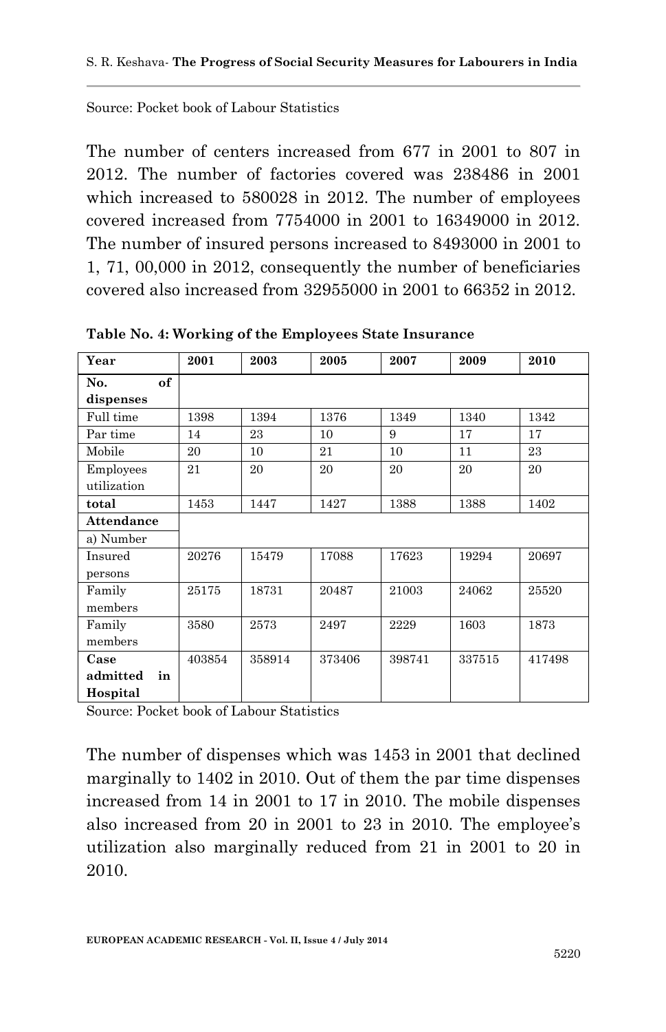Source: Pocket book of Labour Statistics

The number of centers increased from 677 in 2001 to 807 in 2012. The number of factories covered was 238486 in 2001 which increased to 580028 in 2012. The number of employees covered increased from 7754000 in 2001 to 16349000 in 2012. The number of insured persons increased to 8493000 in 2001 to 1, 71, 00,000 in 2012, consequently the number of beneficiaries covered also increased from 32955000 in 2001 to 66352 in 2012.

**Table No. 4: Working of the Employees State Insurance**

| Year | 2001 | 2003 | 2005 | 2007 | 2009 | 2010 |
|---|---|---|---|---|---|---|
| **No. of dispenses** | | | | | | |
| Full time | 1398 | 1394 | 1376 | 1349 | 1340 | 1342 |
| Par time | 14 | 23 | 10 | 9 | 17 | 17 |
| Mobile | 20 | 10 | 21 | 10 | 11 | 23 |
| Employees utilization | 21 | 20 | 20 | 20 | 20 | 20 |
| **total** | 1453 | 1447 | 1427 | 1388 | 1388 | 1402 |
| **Attendance** | | | | | | |
| a) Number | | | | | | |
| Insured persons | 20276 | 15479 | 17088 | 17623 | 19294 | 20697 |
| Family members | 25175 | 18731 | 20487 | 21003 | 24062 | 25520 |
| Family members | 3580 | 2573 | 2497 | 2229 | 1603 | 1873 |
| **Case admitted in Hospital** | 403854 | 358914 | 373406 | 398741 | 337515 | 417498 |

Source: Pocket book of Labour Statistics

The number of dispenses which was 1453 in 2001 that declined marginally to 1402 in 2010. Out of them the par time dispenses increased from 14 in 2001 to 17 in 2010. The mobile dispenses also increased from 20 in 2001 to 23 in 2010. The employee's utilization also marginally reduced from 21 in 2001 to 20 in 2010.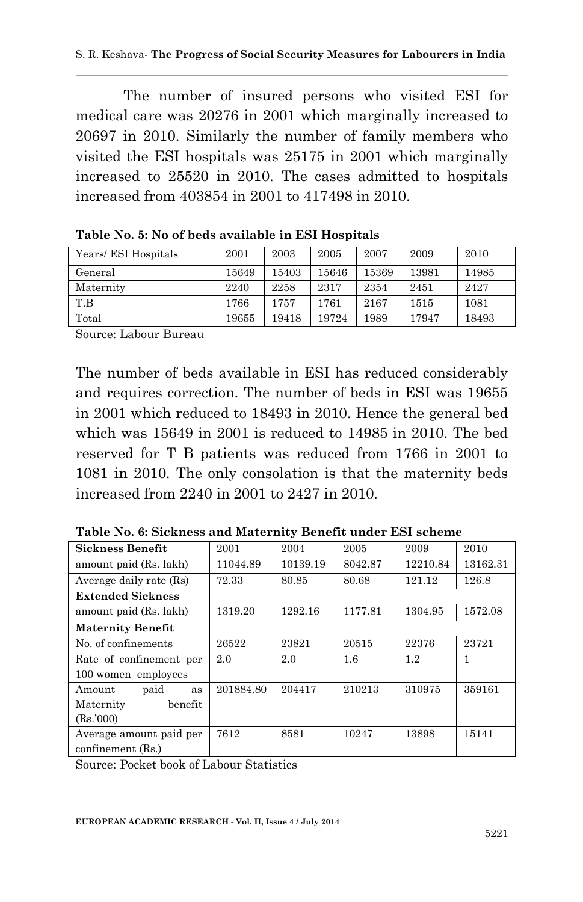The number of insured persons who visited ESI for medical care was 20276 in 2001 which marginally increased to 20697 in 2010. Similarly the number of family members who visited the ESI hospitals was 25175 in 2001 which marginally increased to 25520 in 2010. The cases admitted to hospitals increased from 403854 in 2001 to 417498 in 2010.

**Table No. 5: No of beds available in ESI Hospitals**

| Years/ ESI Hospitals | 2001 | 2003 | 2005 | 2007 | 2009 | 2010 |
|---|---|---|---|---|---|---|
| General | 15649 | 15403 | 15646 | 15369 | 13981 | 14985 |
| Maternity | 2240 | 2258 | 2317 | 2354 | 2451 | 2427 |
| T.B | 1766 | 1757 | 1761 | 2167 | 1515 | 1081 |
| Total | 19655 | 19418 | 19724 | 1989 | 17947 | 18493 |

Source: Labour Bureau

The number of beds available in ESI has reduced considerably and requires correction. The number of beds in ESI was 19655 in 2001 which reduced to 18493 in 2010. Hence the general bed which was 15649 in 2001 is reduced to 14985 in 2010. The bed reserved for T B patients was reduced from 1766 in 2001 to 1081 in 2010. The only consolation is that the maternity beds increased from 2240 in 2001 to 2427 in 2010.

**Table No. 6: Sickness and Maternity Benefit under ESI scheme**

| **Sickness Benefit** | 2001 | 2004 | 2005 | 2009 | 2010 |
|---|---|---|---|---|---|
| amount paid (Rs. lakh) | 11044.89 | 10139.19 | 8042.87 | 12210.84 | 13162.31 |
| Average daily rate (Rs) | 72.33 | 80.85 | 80.68 | 121.12 | 126.8 |
| **Extended Sickness** | | | | | |
| amount paid (Rs. lakh) | 1319.20 | 1292.16 | 1177.81 | 1304.95 | 1572.08 |
| **Maternity Benefit** | | | | | |
| No. of confinements | 26522 | 23821 | 20515 | 22376 | 23721 |
| Rate of confinement per 100 women employees | 2.0 | 2.0 | 1.6 | 1.2 | 1 |
| Amount paid as Maternity benefit (Rs.'000) | 201884.80 | 204417 | 210213 | 310975 | 359161 |
| Average amount paid per confinement (Rs.) | 7612 | 8581 | 10247 | 13898 | 15141 |

Source: Pocket book of Labour Statistics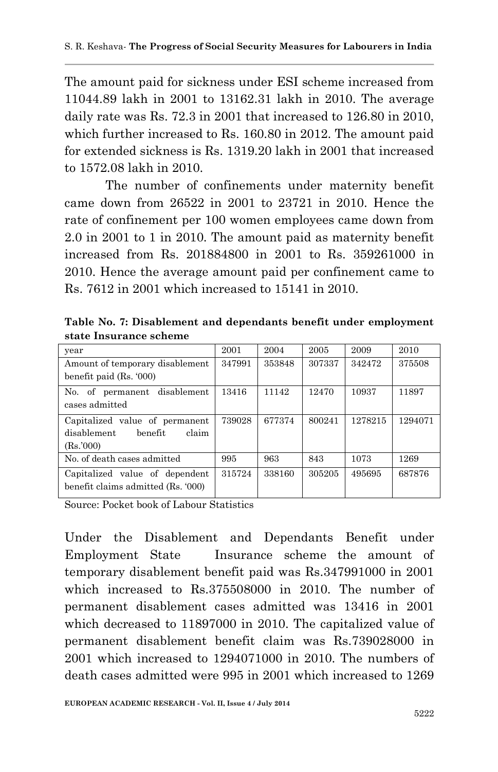The amount paid for sickness under ESI scheme increased from 11044.89 lakh in 2001 to 13162.31 lakh in 2010. The average daily rate was Rs. 72.3 in 2001 that increased to 126.80 in 2010, which further increased to Rs. 160.80 in 2012. The amount paid for extended sickness is Rs. 1319.20 lakh in 2001 that increased to 1572.08 lakh in 2010.

The number of confinements under maternity benefit came down from 26522 in 2001 to 23721 in 2010. Hence the rate of confinement per 100 women employees came down from 2.0 in 2001 to 1 in 2010. The amount paid as maternity benefit increased from Rs. 201884800 in 2001 to Rs. 359261000 in 2010. Hence the average amount paid per confinement came to Rs. 7612 in 2001 which increased to 15141 in 2010.

**Table No. 7: Disablement and dependants benefit under employment state Insurance scheme**

| year | 2001 | 2004 | 2005 | 2009 | 2010 |
|---|---|---|---|---|---|
| Amount of temporary disablement benefit paid (Rs. '000) | 347991 | 353848 | 307337 | 342472 | 375508 |
| No. of permanent disablement cases admitted | 13416 | 11142 | 12470 | 10937 | 11897 |
| Capitalized value of permanent disablement benefit claim (Rs.'000) | 739028 | 677374 | 800241 | 1278215 | 1294071 |
| No. of death cases admitted | 995 | 963 | 843 | 1073 | 1269 |
| Capitalized value of dependent benefit claims admitted (Rs. '000) | 315724 | 338160 | 305205 | 495695 | 687876 |

Source: Pocket book of Labour Statistics

Under the Disablement and Dependants Benefit under Employment State Insurance scheme the amount of temporary disablement benefit paid was Rs.347991000 in 2001 which increased to Rs.375508000 in 2010. The number of permanent disablement cases admitted was 13416 in 2001 which decreased to 11897000 in 2010. The capitalized value of permanent disablement benefit claim was Rs.739028000 in 2001 which increased to 1294071000 in 2010. The numbers of death cases admitted were 995 in 2001 which increased to 1269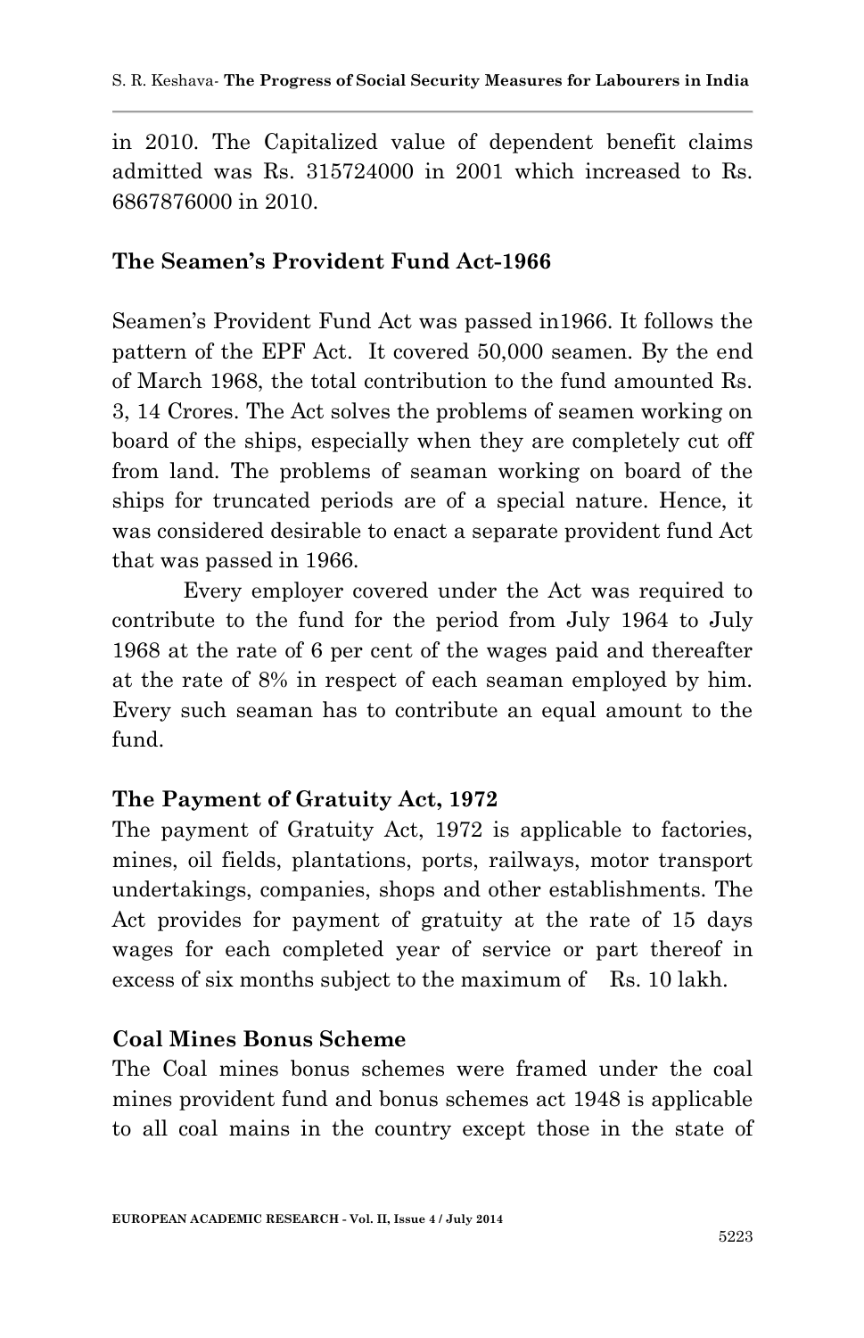in 2010. The Capitalized value of dependent benefit claims admitted was Rs. 315724000 in 2001 which increased to Rs. 6867876000 in 2010.

### The Seamen's Provident Fund Act-1966

Seamen's Provident Fund Act was passed in1966. It follows the pattern of the EPF Act. It covered 50,000 seamen. By the end of March 1968, the total contribution to the fund amounted Rs. 3, 14 Crores. The Act solves the problems of seamen working on board of the ships, especially when they are completely cut off from land. The problems of seaman working on board of the ships for truncated periods are of a special nature. Hence, it was considered desirable to enact a separate provident fund Act that was passed in 1966.

Every employer covered under the Act was required to contribute to the fund for the period from July 1964 to July 1968 at the rate of 6 per cent of the wages paid and thereafter at the rate of 8% in respect of each seaman employed by him. Every such seaman has to contribute an equal amount to the fund.

### The Payment of Gratuity Act, 1972

The payment of Gratuity Act, 1972 is applicable to factories, mines, oil fields, plantations, ports, railways, motor transport undertakings, companies, shops and other establishments. The Act provides for payment of gratuity at the rate of 15 days wages for each completed year of service or part thereof in excess of six months subject to the maximum of Rs. 10 lakh.

### Coal Mines Bonus Scheme

The Coal mines bonus schemes were framed under the coal mines provident fund and bonus schemes act 1948 is applicable to all coal mains in the country except those in the state of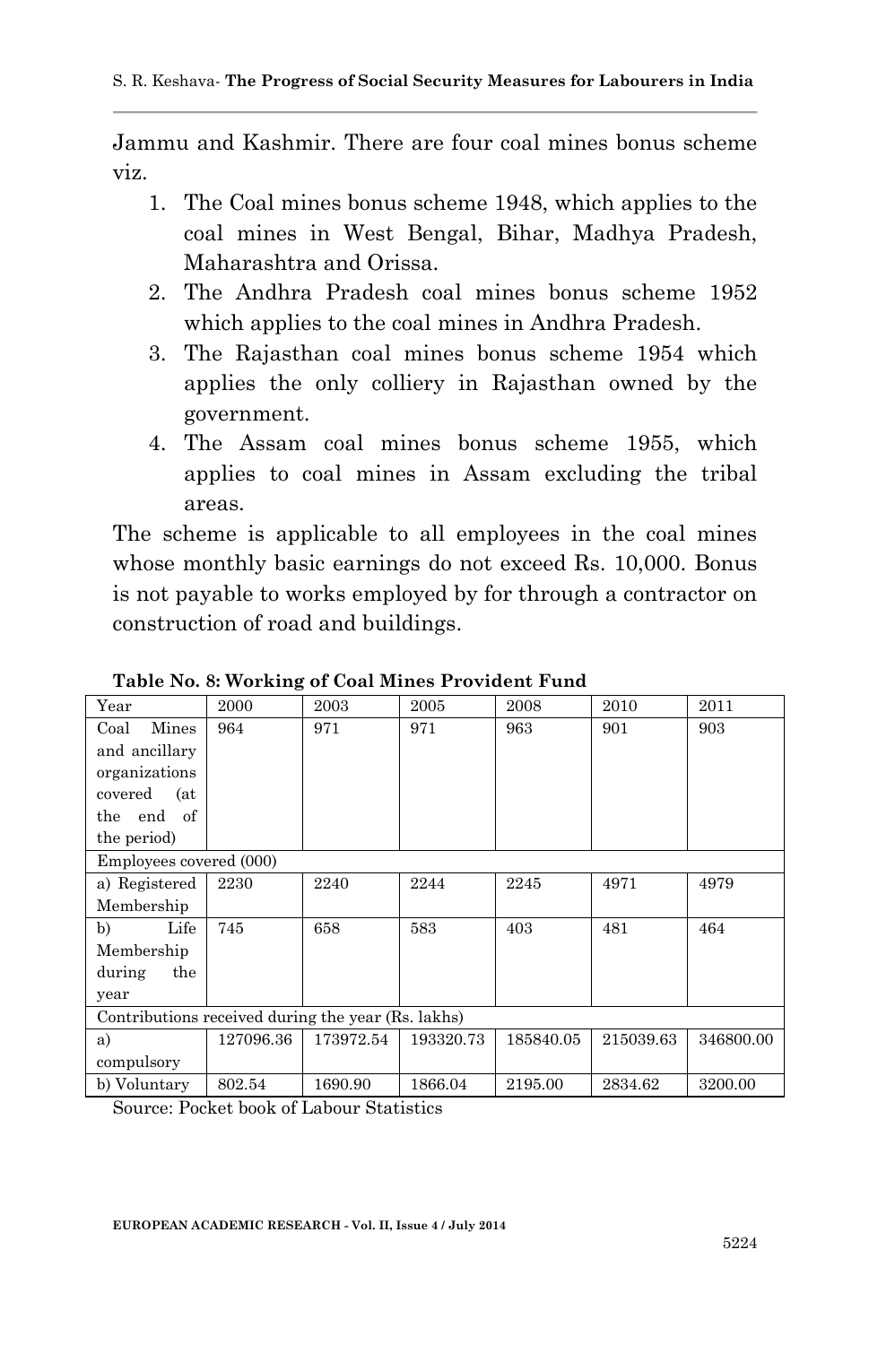Jammu and Kashmir. There are four coal mines bonus scheme viz.

1. The Coal mines bonus scheme 1948, which applies to the coal mines in West Bengal, Bihar, Madhya Pradesh, Maharashtra and Orissa.
2. The Andhra Pradesh coal mines bonus scheme 1952 which applies to the coal mines in Andhra Pradesh.
3. The Rajasthan coal mines bonus scheme 1954 which applies the only colliery in Rajasthan owned by the government.
4. The Assam coal mines bonus scheme 1955, which applies to coal mines in Assam excluding the tribal areas.

The scheme is applicable to all employees in the coal mines whose monthly basic earnings do not exceed Rs. 10,000. Bonus is not payable to works employed by for through a contractor on construction of road and buildings.

**Table No. 8: Working of Coal Mines Provident Fund**

| Year | 2000 | 2003 | 2005 | 2008 | 2010 | 2011 |
|---|---|---|---|---|---|---|
| Coal Mines and ancillary organizations covered (at the end of the period) | 964 | 971 | 971 | 963 | 901 | 903 |
| Employees covered (000) | | | | | | |
| a) Registered Membership | 2230 | 2240 | 2244 | 2245 | 4971 | 4979 |
| b) Life Membership during the year | 745 | 658 | 583 | 403 | 481 | 464 |
| Contributions received during the year (Rs. lakhs) | | | | | | |
| a) compulsory | 127096.36 | 173972.54 | 193320.73 | 185840.05 | 215039.63 | 346800.00 |
| b) Voluntary | 802.54 | 1690.90 | 1866.04 | 2195.00 | 2834.62 | 3200.00 |

Source: Pocket book of Labour Statistics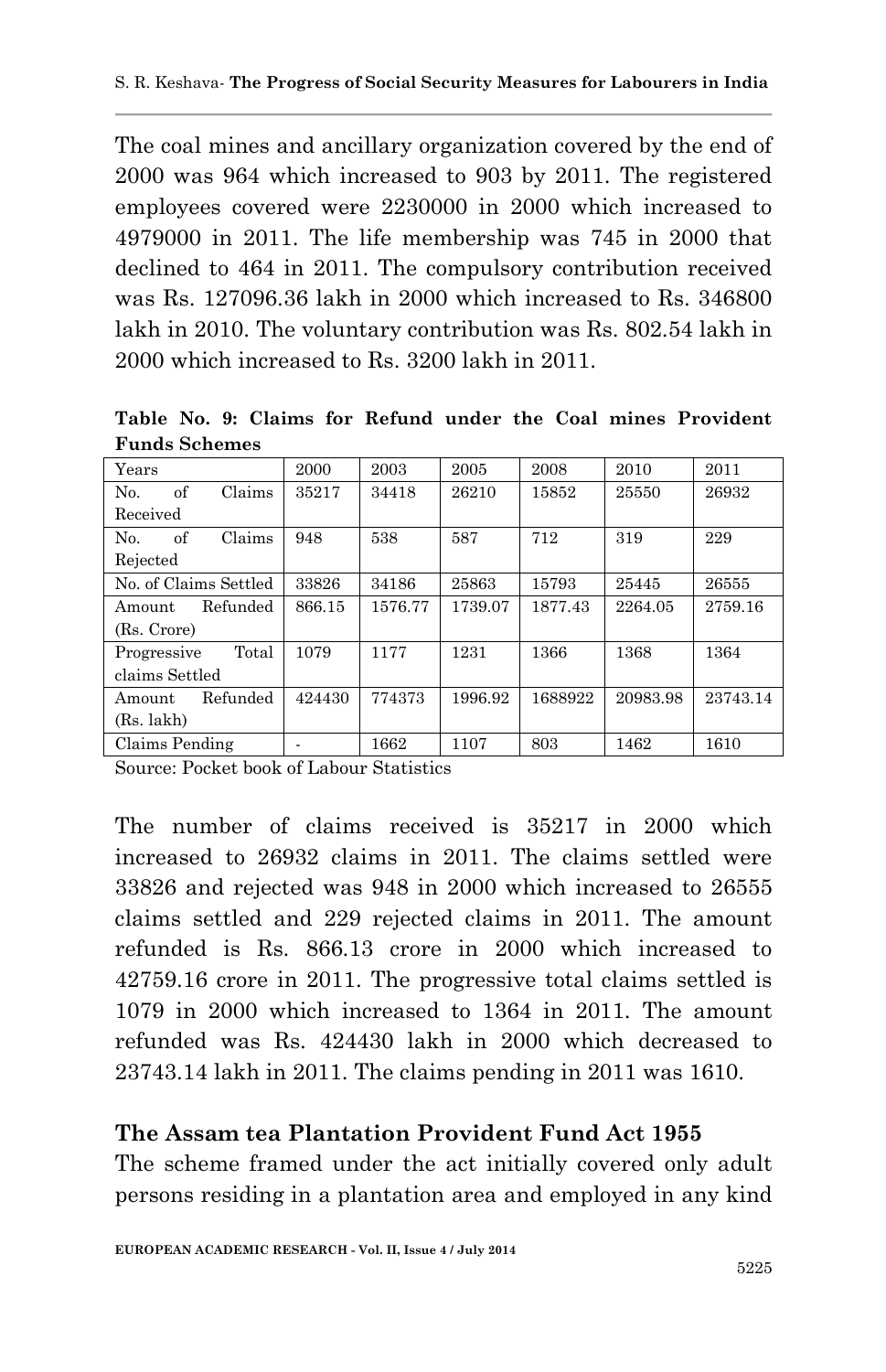The coal mines and ancillary organization covered by the end of 2000 was 964 which increased to 903 by 2011. The registered employees covered were 2230000 in 2000 which increased to 4979000 in 2011. The life membership was 745 in 2000 that declined to 464 in 2011. The compulsory contribution received was Rs. 127096.36 lakh in 2000 which increased to Rs. 346800 lakh in 2010. The voluntary contribution was Rs. 802.54 lakh in 2000 which increased to Rs. 3200 lakh in 2011.

**Table No. 9: Claims for Refund under the Coal mines Provident Funds Schemes**

| Years | 2000 | 2003 | 2005 | 2008 | 2010 | 2011 |
|---|---|---|---|---|---|---|
| No. of Claims Received | 35217 | 34418 | 26210 | 15852 | 25550 | 26932 |
| No. of Claims Rejected | 948 | 538 | 587 | 712 | 319 | 229 |
| No. of Claims Settled | 33826 | 34186 | 25863 | 15793 | 25445 | 26555 |
| Amount Refunded (Rs. Crore) | 866.15 | 1576.77 | 1739.07 | 1877.43 | 2264.05 | 2759.16 |
| Progressive Total claims Settled | 1079 | 1177 | 1231 | 1366 | 1368 | 1364 |
| Amount Refunded (Rs. lakh) | 424430 | 774373 | 1996.92 | 1688922 | 20983.98 | 23743.14 |
| Claims Pending | - | 1662 | 1107 | 803 | 1462 | 1610 |

Source: Pocket book of Labour Statistics

The number of claims received is 35217 in 2000 which increased to 26932 claims in 2011. The claims settled were 33826 and rejected was 948 in 2000 which increased to 26555 claims settled and 229 rejected claims in 2011. The amount refunded is Rs. 866.13 crore in 2000 which increased to 42759.16 crore in 2011. The progressive total claims settled is 1079 in 2000 which increased to 1364 in 2011. The amount refunded was Rs. 424430 lakh in 2000 which decreased to 23743.14 lakh in 2011. The claims pending in 2011 was 1610.

## The Assam tea Plantation Provident Fund Act 1955

The scheme framed under the act initially covered only adult persons residing in a plantation area and employed in any kind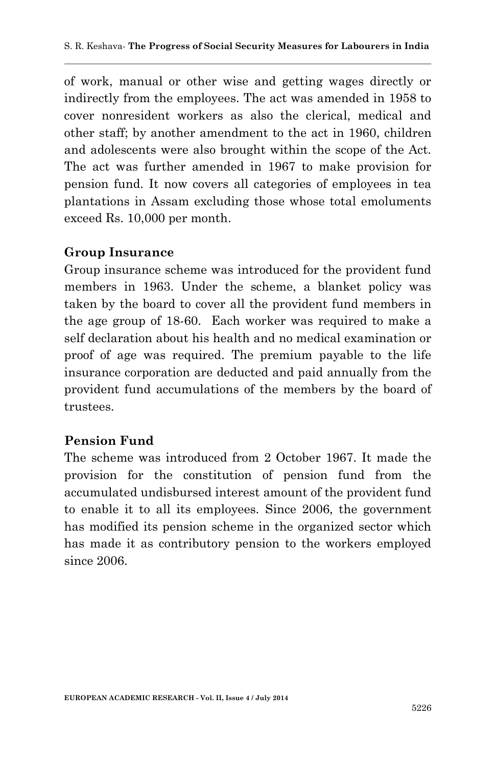of work, manual or other wise and getting wages directly or indirectly from the employees. The act was amended in 1958 to cover nonresident workers as also the clerical, medical and other staff; by another amendment to the act in 1960, children and adolescents were also brought within the scope of the Act. The act was further amended in 1967 to make provision for pension fund. It now covers all categories of employees in tea plantations in Assam excluding those whose total emoluments exceed Rs. 10,000 per month.

**Group Insurance**

Group insurance scheme was introduced for the provident fund members in 1963. Under the scheme, a blanket policy was taken by the board to cover all the provident fund members in the age group of 18-60. Each worker was required to make a self declaration about his health and no medical examination or proof of age was required. The premium payable to the life insurance corporation are deducted and paid annually from the provident fund accumulations of the members by the board of trustees.

**Pension Fund**

The scheme was introduced from 2 October 1967. It made the provision for the constitution of pension fund from the accumulated undisbursed interest amount of the provident fund to enable it to all its employees. Since 2006, the government has modified its pension scheme in the organized sector which has made it as contributory pension to the workers employed since 2006.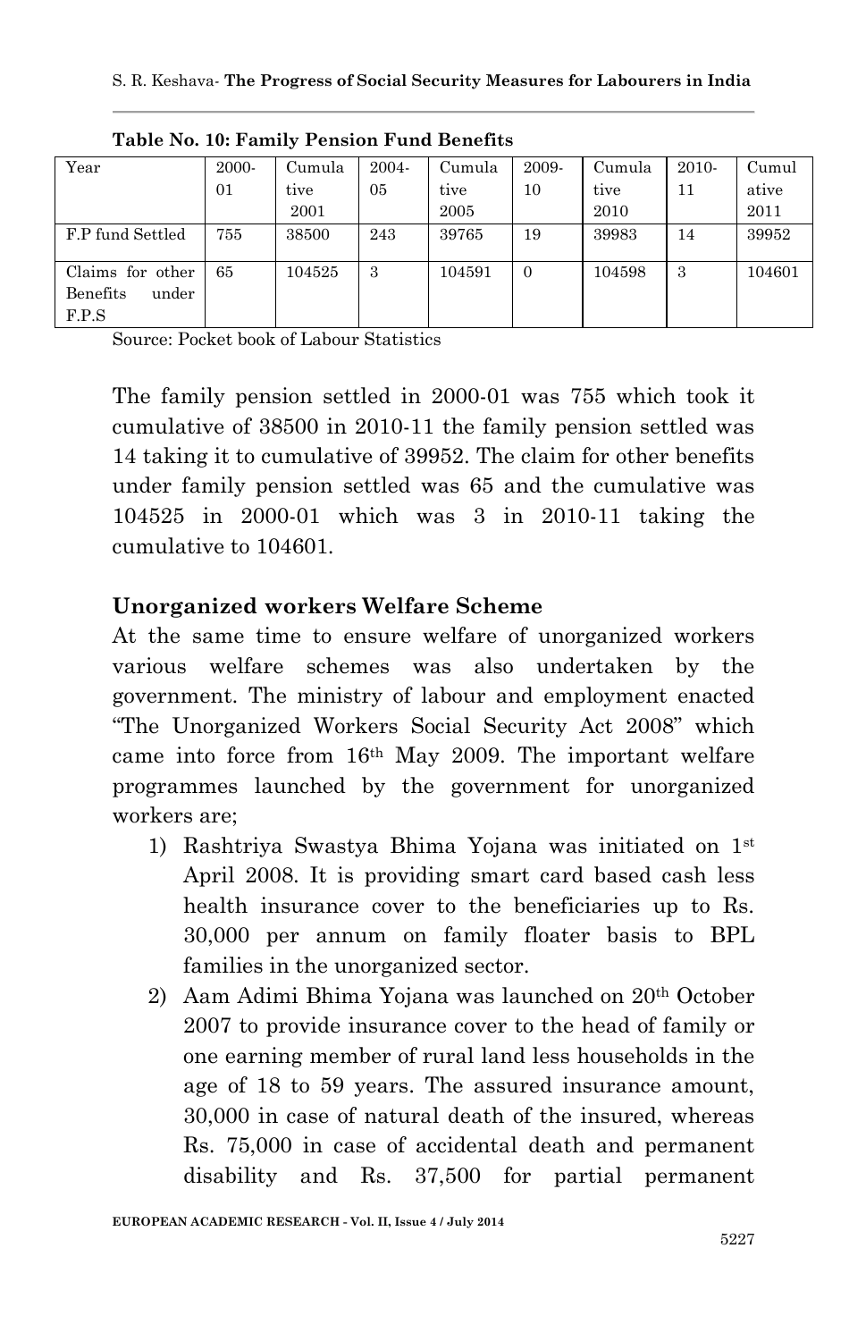**Table No. 10: Family Pension Fund Benefits**

| Year | 2000-01 | Cumulative 2001 | 2004-05 | Cumulative 2005 | 2009-10 | Cumulative 2010 | 2010-11 | Cumulative 2011 |
|---|---|---|---|---|---|---|---|---|
| F.P fund Settled | 755 | 38500 | 243 | 39765 | 19 | 39983 | 14 | 39952 |
| Claims for other Benefits under F.P.S | 65 | 104525 | 3 | 104591 | 0 | 104598 | 3 | 104601 |

Source: Pocket book of Labour Statistics

The family pension settled in 2000-01 was 755 which took it cumulative of 38500 in 2010-11 the family pension settled was 14 taking it to cumulative of 39952. The claim for other benefits under family pension settled was 65 and the cumulative was 104525 in 2000-01 which was 3 in 2010-11 taking the cumulative to 104601.

## Unorganized workers Welfare Scheme

At the same time to ensure welfare of unorganized workers various welfare schemes was also undertaken by the government. The ministry of labour and employment enacted "The Unorganized Workers Social Security Act 2008" which came into force from 16th May 2009. The important welfare programmes launched by the government for unorganized workers are;

1) Rashtriya Swastya Bhima Yojana was initiated on 1st April 2008. It is providing smart card based cash less health insurance cover to the beneficiaries up to Rs. 30,000 per annum on family floater basis to BPL families in the unorganized sector.
2) Aam Adimi Bhima Yojana was launched on 20th October 2007 to provide insurance cover to the head of family or one earning member of rural land less households in the age of 18 to 59 years. The assured insurance amount, 30,000 in case of natural death of the insured, whereas Rs. 75,000 in case of accidental death and permanent disability and Rs. 37,500 for partial permanent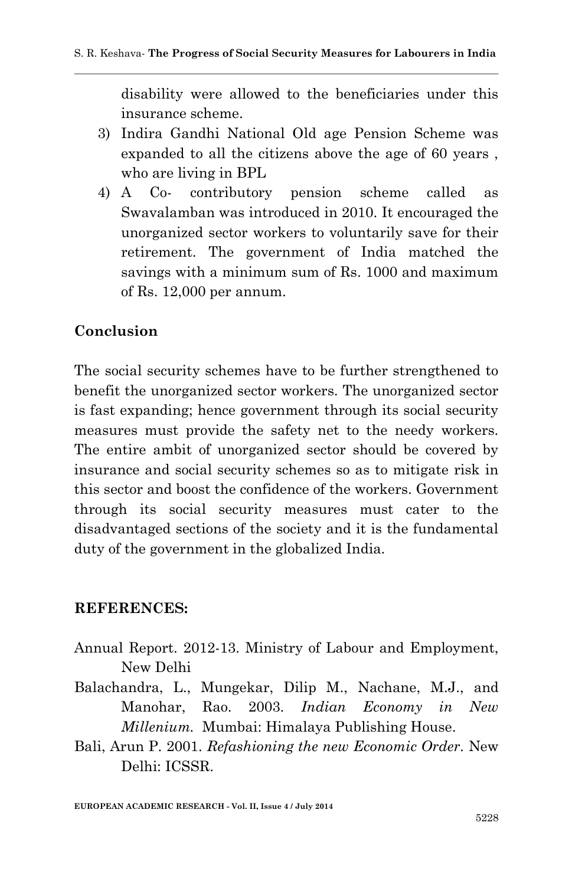disability were allowed to the beneficiaries under this insurance scheme.

3) Indira Gandhi National Old age Pension Scheme was expanded to all the citizens above the age of 60 years , who are living in BPL
4) A Co- contributory pension scheme called as Swavalamban was introduced in 2010. It encouraged the unorganized sector workers to voluntarily save for their retirement. The government of India matched the savings with a minimum sum of Rs. 1000 and maximum of Rs. 12,000 per annum.

## Conclusion

The social security schemes have to be further strengthened to benefit the unorganized sector workers. The unorganized sector is fast expanding; hence government through its social security measures must provide the safety net to the needy workers. The entire ambit of unorganized sector should be covered by insurance and social security schemes so as to mitigate risk in this sector and boost the confidence of the workers. Government through its social security measures must cater to the disadvantaged sections of the society and it is the fundamental duty of the government in the globalized India.

## REFERENCES:

Annual Report. 2012-13. Ministry of Labour and Employment, New Delhi

Balachandra, L., Mungekar, Dilip M., Nachane, M.J., and Manohar, Rao. 2003. *Indian Economy in New Millenium.* Mumbai: Himalaya Publishing House.

Bali, Arun P. 2001. *Refashioning the new Economic Order.* New Delhi: ICSSR.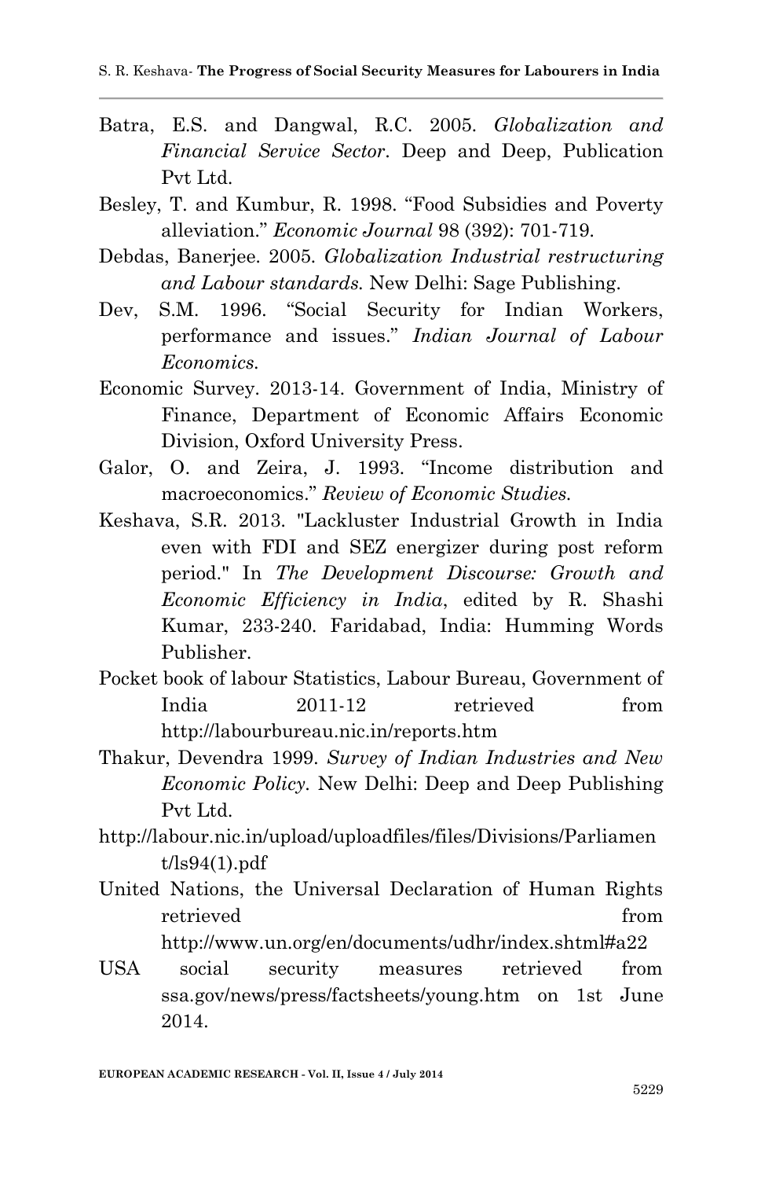Batra, E.S. and Dangwal, R.C. 2005. *Globalization and Financial Service Sector*. Deep and Deep, Publication Pvt Ltd.

Besley, T. and Kumbur, R. 1998. "Food Subsidies and Poverty alleviation." *Economic Journal* 98 (392): 701-719.

Debdas, Banerjee. 2005. *Globalization Industrial restructuring and Labour standards.* New Delhi: Sage Publishing.

Dev, S.M. 1996. "Social Security for Indian Workers, performance and issues." *Indian Journal of Labour Economics.*

Economic Survey. 2013-14. Government of India, Ministry of Finance, Department of Economic Affairs Economic Division, Oxford University Press.

Galor, O. and Zeira, J. 1993. "Income distribution and macroeconomics." *Review of Economic Studies.*

Keshava, S.R. 2013. "Lackluster Industrial Growth in India even with FDI and SEZ energizer during post reform period." In *The Development Discourse: Growth and Economic Efficiency in India*, edited by R. Shashi Kumar, 233-240. Faridabad, India: Humming Words Publisher.

Pocket book of labour Statistics, Labour Bureau, Government of India 2011-12 retrieved from http://labourbureau.nic.in/reports.htm

Thakur, Devendra 1999. *Survey of Indian Industries and New Economic Policy.* New Delhi: Deep and Deep Publishing Pvt Ltd.

http://labour.nic.in/upload/uploadfiles/files/Divisions/Parliament/ls94(1).pdf

United Nations, the Universal Declaration of Human Rights retrieved from http://www.un.org/en/documents/udhr/index.shtml#a22

USA social security measures retrieved from ssa.gov/news/press/factsheets/young.htm on 1st June 2014.